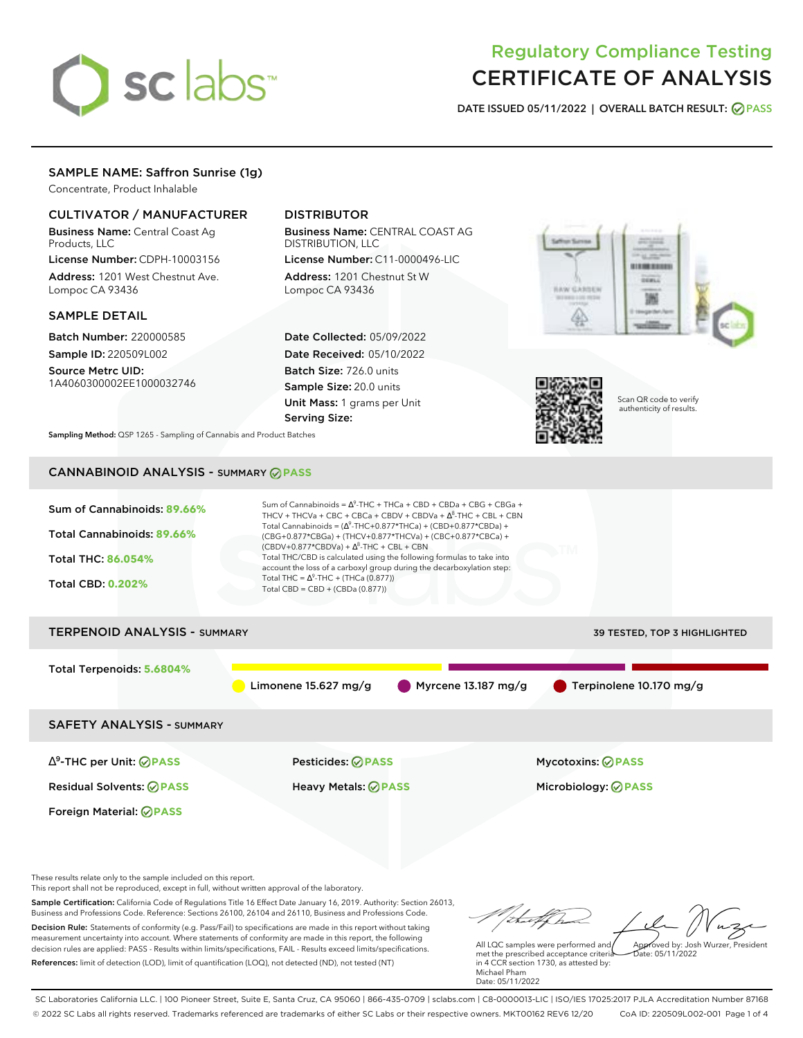# Regulatory Compliance Testing
# CERTIFICATE OF ANALYSIS

**DATE ISSUED 05/11/2022 | OVERALL BATCH RESULT: PASS**

## SAMPLE NAME: Saffron Sunrise (1g)

Concentrate, Product Inhalable

### CULTIVATOR / MANUFACTURER

**Business Name:** Central Coast Ag Products, LLC

**License Number:** CDPH-10003156

**Address:** 1201 West Chestnut Ave. Lompoc CA 93436

### DISTRIBUTOR

**Business Name:** CENTRAL COAST AG DISTRIBUTION, LLC

**License Number:** C11-0000496-LIC

**Address:** 1201 Chestnut St W Lompoc CA 93436

### SAMPLE DETAIL

**Batch Number:** 220000585

**Sample ID:** 220509L002

**Source Metrc UID:** 1A4060300002EE1000032746

**Date Collected:** 05/09/2022

**Date Received:** 05/10/2022

**Batch Size:** 726.0 units

**Sample Size:** 20.0 units

**Unit Mass:** 1 grams per Unit

**Serving Size:**

Scan QR code to verify authenticity of results.

**Sampling Method:** QSP 1265 - Sampling of Cannabis and Product Batches

## CANNABINOID ANALYSIS - SUMMARY PASS

**Sum of Cannabinoids:** 89.66%

**Total Cannabinoids:** 89.66%

**Total THC:** 86.054%

**Total CBD:** 0.202%

Sum of Cannabinoids = $\Delta^9$-THC + THCa + CBD + CBDa + CBG + CBGa + THCV + THCVa + CBC + CBCa + CBDV + CBDVa + $\Delta^8$-THC + CBL + CBN

Total Cannabinoids = ($\Delta^9$-THC+0.877*THCa) + (CBD+0.877*CBDa) + (CBG+0.877*CBGa) + (THCV+0.877*THCVa) + (CBC+0.877*CBCa) + (CBDV+0.877*CBDVa) + $\Delta^8$-THC + CBL + CBN

Total THC/CBD is calculated using the following formulas to take into account the loss of a carboxyl group during the decarboxylation step:

Total THC = $\Delta^9$-THC + (THCa (0.877))

Total CBD = CBD + (CBDa (0.877))

## TERPENOID ANALYSIS - SUMMARY

39 TESTED, TOP 3 HIGHLIGHTED

**Total Terpenoids:** 5.6804%

Limonene 15.627 mg/g

Myrcene 13.187 mg/g

Terpinolene 10.170 mg/g

## SAFETY ANALYSIS - SUMMARY

$\Delta^9$-THC per Unit: PASS

Pesticides: PASS

Mycotoxins: PASS

Residual Solvents: PASS

Heavy Metals: PASS

Microbiology: PASS

Foreign Material: PASS

These results relate only to the sample included on this report.
This report shall not be reproduced, except in full, without written approval of the laboratory.

**Sample Certification:** California Code of Regulations Title 16 Effect Date January 16, 2019. Authority: Section 26013, Business and Professions Code. Reference: Sections 26100, 26104 and 26110, Business and Professions Code.

**Decision Rule:** Statements of conformity (e.g. Pass/Fail) to specifications are made in this report without taking measurement uncertainty into account. Where statements of conformity are made in this report, the following decision rules are applied: PASS - Results within limits/specifications, FAIL - Results exceed limits/specifications.

**References:** limit of detection (LOD), limit of quantification (LOQ), not detected (ND), not tested (NT)

All LQC samples were performed and met the prescribed acceptance criteria in 4 CCR section 1730, as attested by: Michael Pham
Date: 05/11/2022

Approved by: Josh Wurzer, President
Date: 05/11/2022

SC Laboratories California LLC. | 100 Pioneer Street, Suite E, Santa Cruz, CA 95060 | 866-435-0709 | sclabs.com | C8-0000013-LIC | ISO/IES 17025:2017 PJLA Accreditation Number 87168
© 2022 SC Labs all rights reserved. Trademarks referenced are trademarks of either SC Labs or their respective owners. MKT00162 REV6 12/20 CoA ID: 220509L002-001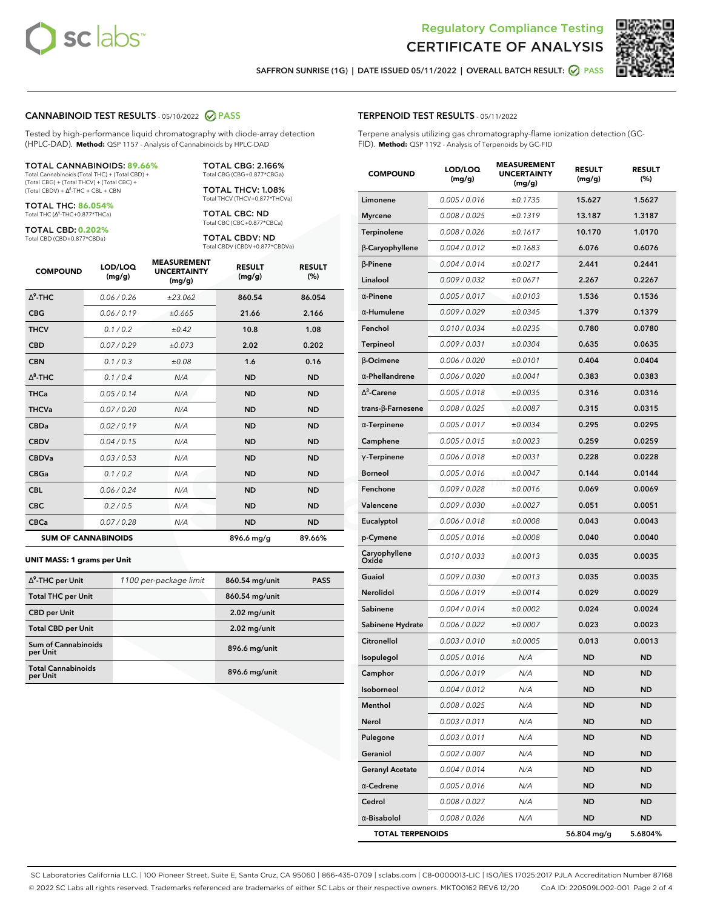# Regulatory Compliance Testing
# CERTIFICATE OF ANALYSIS

SAFFRON SUNRISE (1G) | DATE ISSUED 05/11/2022 | OVERALL BATCH RESULT: PASS

## CANNABINOID TEST RESULTS - 05/10/2022 PASS

Tested by high-performance liquid chromatography with diode-array detection (HPLC-DAD). **Method:** QSP 1157 - Analysis of Cannabinoids by HPLC-DAD

**TOTAL CANNABINOIDS: 89.66%**
Total Cannabinoids (Total THC) + (Total CBD) + (Total CBG) + (Total THCV) + (Total CBC) + (Total CBDV) + $\Delta^8$-THC + CBL + CBN

**TOTAL THC: 86.054%**
Total THC ($\Delta^9$-THC+0.877*THCa)

**TOTAL CBD: 0.202%**
Total CBD (CBD+0.877*CBDa)

**TOTAL CBG: 2.166%**
Total CBG (CBG+0.877*CBGa)

**TOTAL THCV: 1.08%**
Total THCV (THCV+0.877*THCVa)

**TOTAL CBC: ND**
Total CBC (CBC+0.877*CBCa)

**TOTAL CBDV: ND**
Total CBDV (CBDV+0.877*CBDVa)

| COMPOUND | LOD/LOQ (mg/g) | MEASUREMENT UNCERTAINTY (mg/g) | RESULT (mg/g) | RESULT (%) |
|---|---|---|---|---|
| $\Delta^9$-THC | 0.06 / 0.26 | ±23.062 | 860.54 | 86.054 |
| CBG | 0.06 / 0.19 | ±0.665 | 21.66 | 2.166 |
| THCV | 0.1 / 0.2 | ±0.42 | 10.8 | 1.08 |
| CBD | 0.07 / 0.29 | ±0.073 | 2.02 | 0.202 |
| CBN | 0.1 / 0.3 | ±0.08 | 1.6 | 0.16 |
| $\Delta^8$-THC | 0.1 / 0.4 | N/A | ND | ND |
| THCa | 0.05 / 0.14 | N/A | ND | ND |
| THCVa | 0.07 / 0.20 | N/A | ND | ND |
| CBDa | 0.02 / 0.19 | N/A | ND | ND |
| CBDV | 0.04 / 0.15 | N/A | ND | ND |
| CBDVa | 0.03 / 0.53 | N/A | ND | ND |
| CBGa | 0.1 / 0.2 | N/A | ND | ND |
| CBL | 0.06 / 0.24 | N/A | ND | ND |
| CBC | 0.2 / 0.5 | N/A | ND | ND |
| CBCa | 0.07 / 0.28 | N/A | ND | ND |
| **SUM OF CANNABINOIDS** | | | 896.6 mg/g | 89.66% |

**UNIT MASS: 1 grams per Unit**

| | | | |
|---|---|---|---|
| $\Delta^9$-THC per Unit | 1100 per-package limit | 860.54 mg/unit | PASS |
| Total THC per Unit | | 860.54 mg/unit | |
| CBD per Unit | | 2.02 mg/unit | |
| Total CBD per Unit | | 2.02 mg/unit | |
| Sum of Cannabinoids per Unit | | 896.6 mg/unit | |
| Total Cannabinoids per Unit | | 896.6 mg/unit | |

## TERPENOID TEST RESULTS - 05/11/2022

Terpene analysis utilizing gas chromatography-flame ionization detection (GC-FID). **Method:** QSP 1192 - Analysis of Terpenoids by GC-FID

| COMPOUND | LOD/LOQ (mg/g) | MEASUREMENT UNCERTAINTY (mg/g) | RESULT (mg/g) | RESULT (%) |
|---|---|---|---|---|
| Limonene | 0.005 / 0.016 | ±0.1735 | 15.627 | 1.5627 |
| Myrcene | 0.008 / 0.025 | ±0.1319 | 13.187 | 1.3187 |
| Terpinolene | 0.008 / 0.026 | ±0.1617 | 10.170 | 1.0170 |
| β-Caryophyllene | 0.004 / 0.012 | ±0.1683 | 6.076 | 0.6076 |
| β-Pinene | 0.004 / 0.014 | ±0.0217 | 2.441 | 0.2441 |
| Linalool | 0.009 / 0.032 | ±0.0671 | 2.267 | 0.2267 |
| α-Pinene | 0.005 / 0.017 | ±0.0103 | 1.536 | 0.1536 |
| α-Humulene | 0.009 / 0.029 | ±0.0345 | 1.379 | 0.1379 |
| Fenchol | 0.010 / 0.034 | ±0.0235 | 0.780 | 0.0780 |
| Terpineol | 0.009 / 0.031 | ±0.0304 | 0.635 | 0.0635 |
| β-Ocimene | 0.006 / 0.020 | ±0.0101 | 0.404 | 0.0404 |
| α-Phellandrene | 0.006 / 0.020 | ±0.0041 | 0.383 | 0.0383 |
| $\Delta^3$-Carene | 0.005 / 0.018 | ±0.0035 | 0.316 | 0.0316 |
| trans-β-Farnesene | 0.008 / 0.025 | ±0.0087 | 0.315 | 0.0315 |
| α-Terpinene | 0.005 / 0.017 | ±0.0034 | 0.295 | 0.0295 |
| Camphene | 0.005 / 0.015 | ±0.0023 | 0.259 | 0.0259 |
| γ-Terpinene | 0.006 / 0.018 | ±0.0031 | 0.228 | 0.0228 |
| Borneol | 0.005 / 0.016 | ±0.0047 | 0.144 | 0.0144 |
| Fenchone | 0.009 / 0.028 | ±0.0016 | 0.069 | 0.0069 |
| Valencene | 0.009 / 0.030 | ±0.0027 | 0.051 | 0.0051 |
| Eucalyptol | 0.006 / 0.018 | ±0.0008 | 0.043 | 0.0043 |
| p-Cymene | 0.005 / 0.016 | ±0.0008 | 0.040 | 0.0040 |
| Caryophyllene Oxide | 0.010 / 0.033 | ±0.0013 | 0.035 | 0.0035 |
| Guaiol | 0.009 / 0.030 | ±0.0013 | 0.035 | 0.0035 |
| Nerolidol | 0.006 / 0.019 | ±0.0014 | 0.029 | 0.0029 |
| Sabinene | 0.004 / 0.014 | ±0.0002 | 0.024 | 0.0024 |
| Sabinene Hydrate | 0.006 / 0.022 | ±0.0007 | 0.023 | 0.0023 |
| Citronellol | 0.003 / 0.010 | ±0.0005 | 0.013 | 0.0013 |
| Isopulegol | 0.005 / 0.016 | N/A | ND | ND |
| Camphor | 0.006 / 0.019 | N/A | ND | ND |
| Isoborneol | 0.004 / 0.012 | N/A | ND | ND |
| Menthol | 0.008 / 0.025 | N/A | ND | ND |
| Nerol | 0.003 / 0.011 | N/A | ND | ND |
| Pulegone | 0.003 / 0.011 | N/A | ND | ND |
| Geraniol | 0.002 / 0.007 | N/A | ND | ND |
| Geranyl Acetate | 0.004 / 0.014 | N/A | ND | ND |
| α-Cedrene | 0.005 / 0.016 | N/A | ND | ND |
| Cedrol | 0.008 / 0.027 | N/A | ND | ND |
| α-Bisabolol | 0.008 / 0.026 | N/A | ND | ND |
| **TOTAL TERPENOIDS** | | | 56.804 mg/g | 5.6804% |

SC Laboratories California LLC. | 100 Pioneer Street, Suite E, Santa Cruz, CA 95060 | 866-435-0709 | sclabs.com | C8-0000013-LIC | ISO/IES 17025:2017 PJLA Accreditation Number 87168
© 2022 SC Labs all rights reserved. Trademarks referenced are trademarks of either SC Labs or their respective owners. MKT00162 REV6 12/20 CoA ID: 220509L002-001